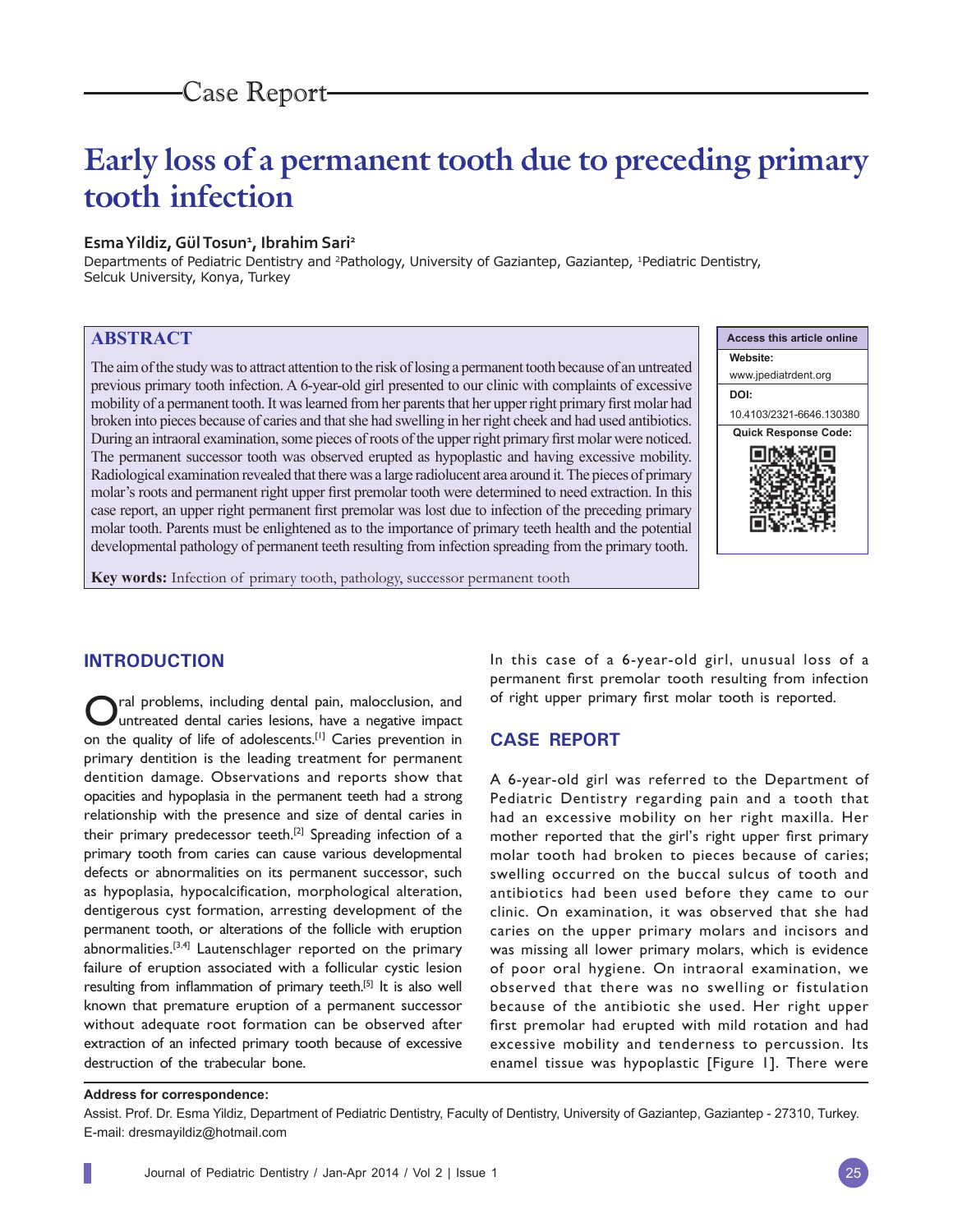Case Report

# Early loss of a permanent tooth due to preceding primary tooth infection

**Esma Yildiz, Gül Tosun[1], Ibrahim Sari[2]**

Departments of Pediatric Dentistry and [2]Pathology, University of Gaziantep, Gaziantep, [1]Pediatric Dentistry, Selcuk University, Konya, Turkey

## ABSTRACT

The aim of the study was to attract attention to the risk of losing a permanent tooth because of an untreated previous primary tooth infection. A 6-year-old girl presented to our clinic with complaints of excessive mobility of a permanent tooth. It was learned from her parents that her upper right primary first molar had broken into pieces because of caries and that she had swelling in her right cheek and had used antibiotics. During an intraoral examination, some pieces of roots of the upper right primary first molar were noticed. The permanent successor tooth was observed erupted as hypoplastic and having excessive mobility. Radiological examination revealed that there was a large radiolucent area around it. The pieces of primary molar's roots and permanent right upper first premolar tooth were determined to need extraction. In this case report, an upper right permanent first premolar was lost due to infection of the preceding primary molar tooth. Parents must be enlightened as to the importance of primary teeth health and the potential developmental pathology of permanent teeth resulting from infection spreading from the primary tooth.

**Key words:** Infection of primary tooth, pathology, successor permanent tooth

| Access this article online |
|---|
| **Website:** www.jpediatrdent.org |
| **DOI:** 10.4103/2321-6646.130380 |
| **Quick Response Code:** |

## INTRODUCTION

Oral problems, including dental pain, malocclusion, and untreated dental caries lesions, have a negative impact on the quality of life of adolescents.[1] Caries prevention in primary dentition is the leading treatment for permanent dentition damage. Observations and reports show that opacities and hypoplasia in the permanent teeth had a strong relationship with the presence and size of dental caries in their primary predecessor teeth.[2] Spreading infection of a primary tooth from caries can cause various developmental defects or abnormalities on its permanent successor, such as hypoplasia, hypocalcification, morphological alteration, dentigerous cyst formation, arresting development of the permanent tooth, or alterations of the follicle with eruption abnormalities.[3,4] Lautenschlager reported on the primary failure of eruption associated with a follicular cystic lesion resulting from inflammation of primary teeth.[5] It is also well known that premature eruption of a permanent successor without adequate root formation can be observed after extraction of an infected primary tooth because of excessive destruction of the trabecular bone.

In this case of a 6-year-old girl, unusual loss of a permanent first premolar tooth resulting from infection of right upper primary first molar tooth is reported.

## CASE REPORT

A 6-year-old girl was referred to the Department of Pediatric Dentistry regarding pain and a tooth that had an excessive mobility on her right maxilla. Her mother reported that the girl's right upper first primary molar tooth had broken to pieces because of caries; swelling occurred on the buccal sulcus of tooth and antibiotics had been used before they came to our clinic. On examination, it was observed that she had caries on the upper primary molars and incisors and was missing all lower primary molars, which is evidence of poor oral hygiene. On intraoral examination, we observed that there was no swelling or fistulation because of the antibiotic she used. Her right upper first premolar had erupted with mild rotation and had excessive mobility and tenderness to percussion. Its enamel tissue was hypoplastic [Figure 1]. There were

**Address for correspondence:**
Assist. Prof. Dr. Esma Yildiz, Department of Pediatric Dentistry, Faculty of Dentistry, University of Gaziantep, Gaziantep - 27310, Turkey. E-mail: dresmayildiz@hotmail.com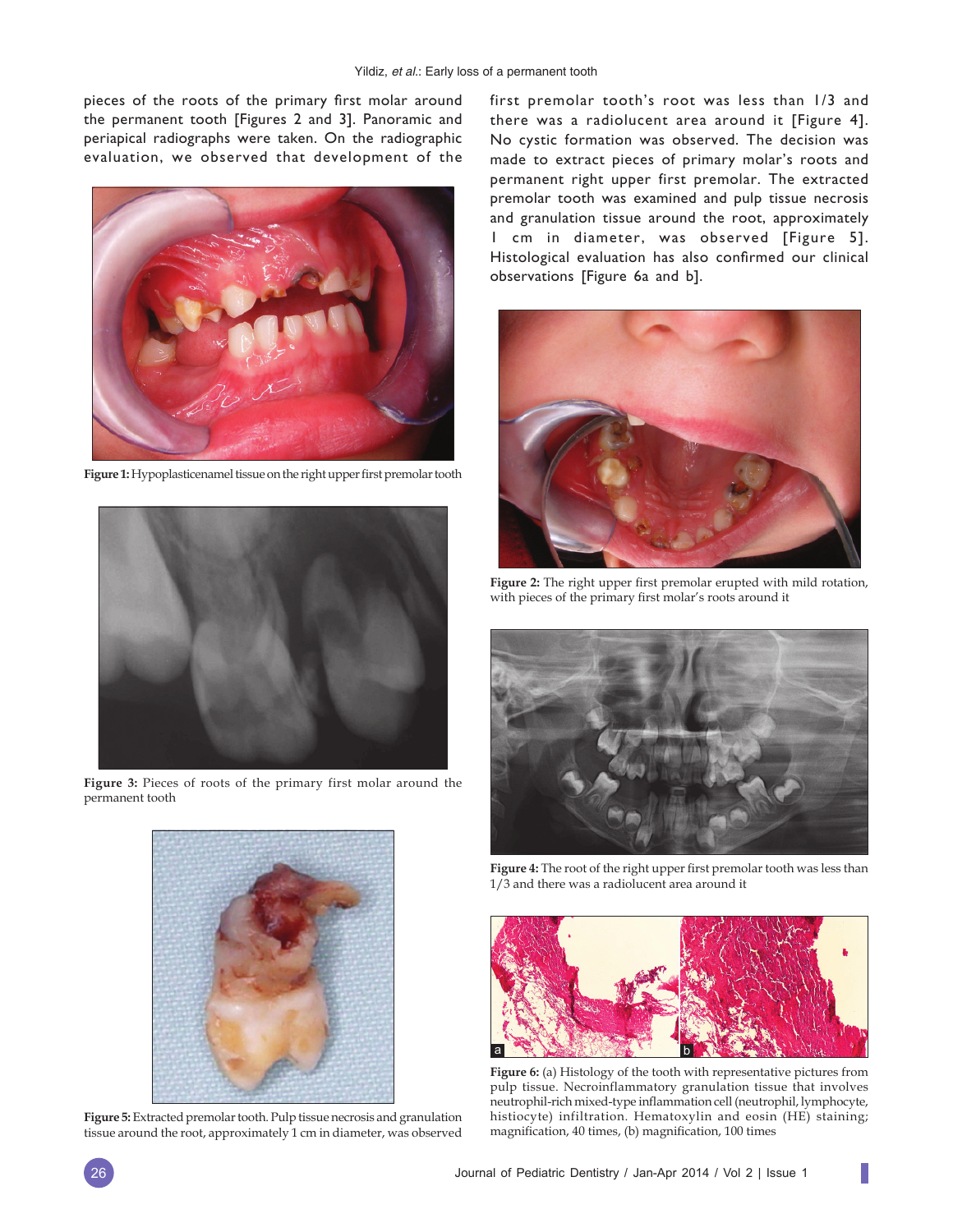pieces of the roots of the primary first molar around the permanent tooth [Figures 2 and 3]. Panoramic and periapical radiographs were taken. On the radiographic evaluation, we observed that development of the first premolar tooth's root was less than 1/3 and there was a radiolucent area around it [Figure 4]. No cystic formation was observed. The decision was made to extract pieces of primary molar's roots and permanent right upper first premolar. The extracted premolar tooth was examined and pulp tissue necrosis and granulation tissue around the root, approximately 1 cm in diameter, was observed [Figure 5]. Histological evaluation has also confirmed our clinical observations [Figure 6a and b].

**Figure 1:** Hypoplasticenamel tissue on the right upper first premolar tooth

**Figure 2:** The right upper first premolar erupted with mild rotation, with pieces of the primary first molar's roots around it

**Figure 3:** Pieces of roots of the primary first molar around the permanent tooth

**Figure 4:** The root of the right upper first premolar tooth was less than 1/3 and there was a radiolucent area around it

**Figure 5:** Extracted premolar tooth. Pulp tissue necrosis and granulation tissue around the root, approximately 1 cm in diameter, was observed

**Figure 6:** (a) Histology of the tooth with representative pictures from pulp tissue. Necroinflammatory granulation tissue that involves neutrophil-rich mixed-type inflammation cell (neutrophil, lymphocyte, histiocyte) infiltration. Hematoxylin and eosin (HE) staining; magnification, 40 times, (b) magnification, 100 times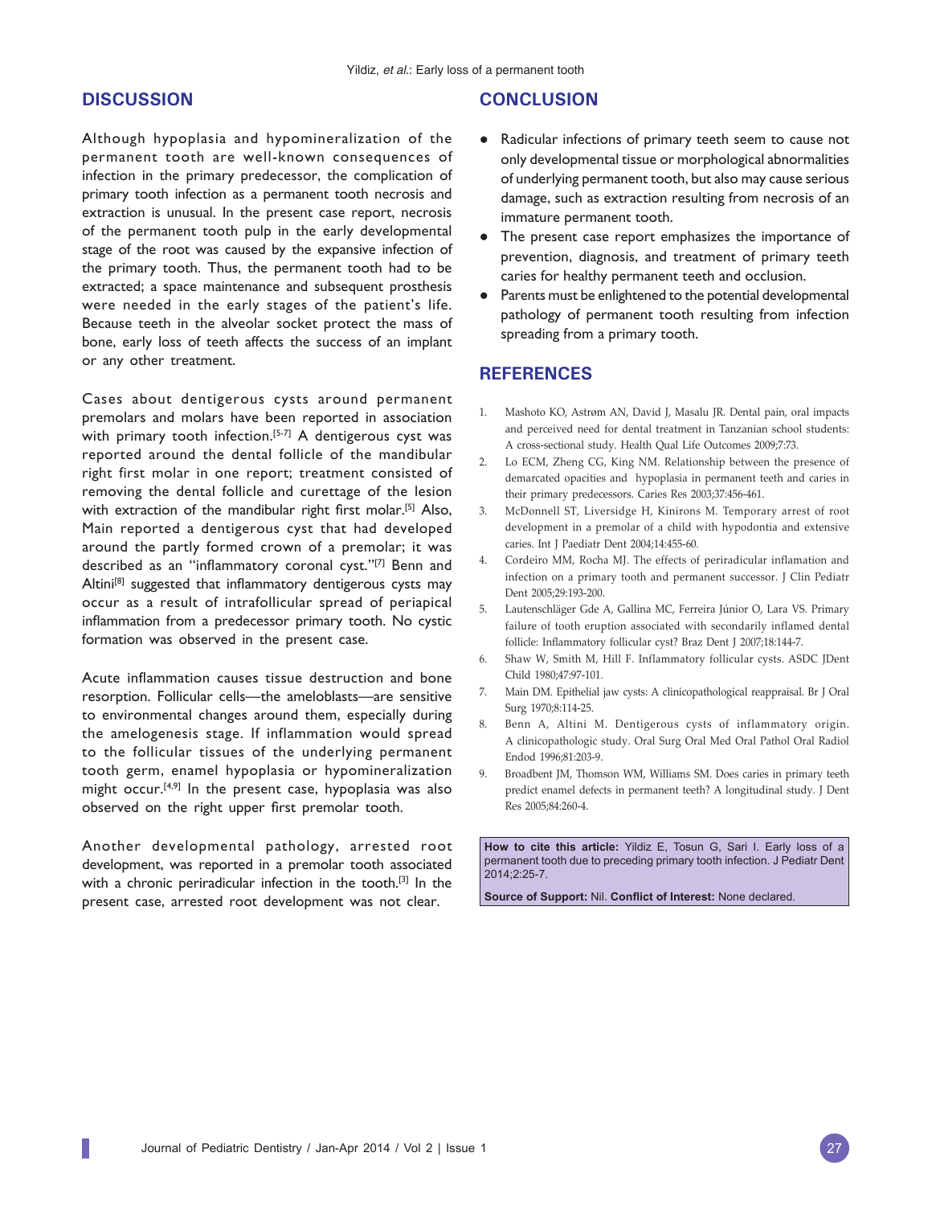## DISCUSSION

Although hypoplasia and hypomineralization of the permanent tooth are well-known consequences of infection in the primary predecessor, the complication of primary tooth infection as a permanent tooth necrosis and extraction is unusual. In the present case report, necrosis of the permanent tooth pulp in the early developmental stage of the root was caused by the expansive infection of the primary tooth. Thus, the permanent tooth had to be extracted; a space maintenance and subsequent prosthesis were needed in the early stages of the patient's life. Because teeth in the alveolar socket protect the mass of bone, early loss of teeth affects the success of an implant or any other treatment.

Cases about dentigerous cysts around permanent premolars and molars have been reported in association with primary tooth infection.[5-7] A dentigerous cyst was reported around the dental follicle of the mandibular right first molar in one report; treatment consisted of removing the dental follicle and curettage of the lesion with extraction of the mandibular right first molar.[5] Also, Main reported a dentigerous cyst that had developed around the partly formed crown of a premolar; it was described as an "inflammatory coronal cyst."[7] Benn and Altini[8] suggested that inflammatory dentigerous cysts may occur as a result of intrafollicular spread of periapical inflammation from a predecessor primary tooth. No cystic formation was observed in the present case.

Acute inflammation causes tissue destruction and bone resorption. Follicular cells—the ameloblasts—are sensitive to environmental changes around them, especially during the amelogenesis stage. If inflammation would spread to the follicular tissues of the underlying permanent tooth germ, enamel hypoplasia or hypomineralization might occur.[4,9] In the present case, hypoplasia was also observed on the right upper first premolar tooth.

Another developmental pathology, arrested root development, was reported in a premolar tooth associated with a chronic periradicular infection in the tooth.[3] In the present case, arrested root development was not clear.

## CONCLUSION

- Radicular infections of primary teeth seem to cause not only developmental tissue or morphological abnormalities of underlying permanent tooth, but also may cause serious damage, such as extraction resulting from necrosis of an immature permanent tooth.
- The present case report emphasizes the importance of prevention, diagnosis, and treatment of primary teeth caries for healthy permanent teeth and occlusion.
- Parents must be enlightened to the potential developmental pathology of permanent tooth resulting from infection spreading from a primary tooth.

## REFERENCES

1. Mashoto KO, Astrøm AN, David J, Masalu JR. Dental pain, oral impacts and perceived need for dental treatment in Tanzanian school students: A cross-sectional study. Health Qual Life Outcomes 2009;7:73.
2. Lo ECM, Zheng CG, King NM. Relationship between the presence of demarcated opacities and hypoplasia in permanent teeth and caries in their primary predecessors. Caries Res 2003;37:456-461.
3. McDonnell ST, Liversidge H, Kinirons M. Temporary arrest of root development in a premolar of a child with hypodontia and extensive caries. Int J Paediatr Dent 2004;14:455-60.
4. Cordeiro MM, Rocha MJ. The effects of periradicular inflamation and infection on a primary tooth and permanent successor. J Clin Pediatr Dent 2005;29:193-200.
5. Lautenschläger Gde A, Gallina MC, Ferreira Júnior O, Lara VS. Primary failure of tooth eruption associated with secondarily inflamed dental follicle: Inflammatory follicular cyst? Braz Dent J 2007;18:144-7.
6. Shaw W, Smith M, Hill F. Inflammatory follicular cysts. ASDC JDent Child 1980;47:97-101.
7. Main DM. Epithelial jaw cysts: A clinicopathological reappraisal. Br J Oral Surg 1970;8:114-25.
8. Benn A, Altini M. Dentigerous cysts of inflammatory origin. A clinicopathologic study. Oral Surg Oral Med Oral Pathol Oral Radiol Endod 1996;81:203-9.
9. Broadbent JM, Thomson WM, Williams SM. Does caries in primary teeth predict enamel defects in permanent teeth? A longitudinal study. J Dent Res 2005;84:260-4.

**How to cite this article:** Yildiz E, Tosun G, Sari I. Early loss of a permanent tooth due to preceding primary tooth infection. J Pediatr Dent 2014;2:25-7.

**Source of Support:** Nil. **Conflict of Interest:** None declared.